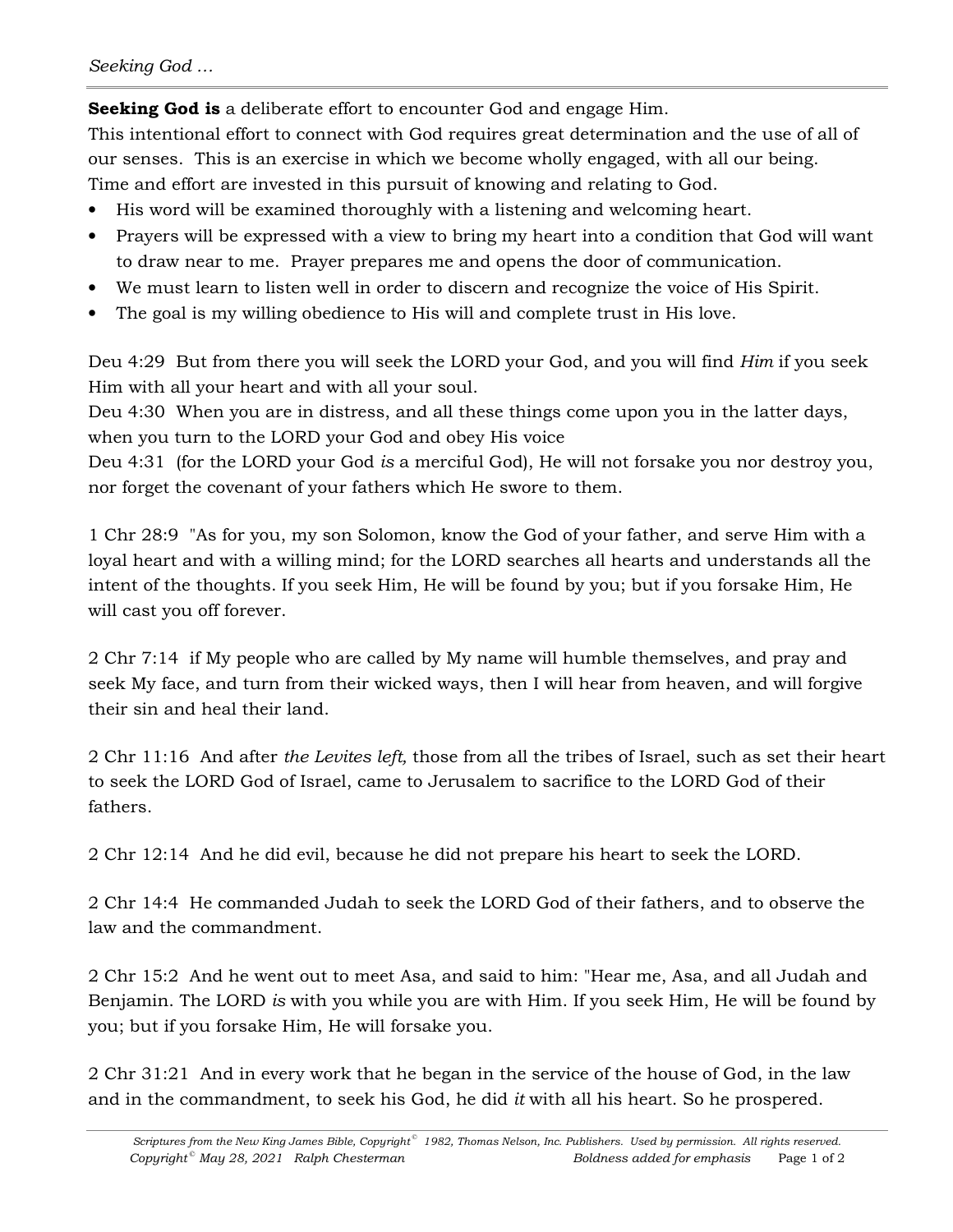**Seeking God is** a deliberate effort to encounter God and engage Him.
This intentional effort to connect with God requires great determination and the use of all of our senses. This is an exercise in which we become wholly engaged, with all our being.
Time and effort are invested in this pursuit of knowing and relating to God.

- His word will be examined thoroughly with a listening and welcoming heart.
- Prayers will be expressed with a view to bring my heart into a condition that God will want to draw near to me. Prayer prepares me and opens the door of communication.
- We must learn to listen well in order to discern and recognize the voice of His Spirit.
- The goal is my willing obedience to His will and complete trust in His love.

Deu 4:29 But from there you will seek the LORD your God, and you will find *Him* if you seek Him with all your heart and with all your soul.
Deu 4:30 When you are in distress, and all these things come upon you in the latter days, when you turn to the LORD your God and obey His voice
Deu 4:31 (for the LORD your God *is* a merciful God), He will not forsake you nor destroy you, nor forget the covenant of your fathers which He swore to them.

1 Chr 28:9 "As for you, my son Solomon, know the God of your father, and serve Him with a loyal heart and with a willing mind; for the LORD searches all hearts and understands all the intent of the thoughts. If you seek Him, He will be found by you; but if you forsake Him, He will cast you off forever.

2 Chr 7:14 if My people who are called by My name will humble themselves, and pray and seek My face, and turn from their wicked ways, then I will hear from heaven, and will forgive their sin and heal their land.

2 Chr 11:16 And after *the Levites left,* those from all the tribes of Israel, such as set their heart to seek the LORD God of Israel, came to Jerusalem to sacrifice to the LORD God of their fathers.

2 Chr 12:14 And he did evil, because he did not prepare his heart to seek the LORD.

2 Chr 14:4 He commanded Judah to seek the LORD God of their fathers, and to observe the law and the commandment.

2 Chr 15:2 And he went out to meet Asa, and said to him: "Hear me, Asa, and all Judah and Benjamin. The LORD *is* with you while you are with Him. If you seek Him, He will be found by you; but if you forsake Him, He will forsake you.

2 Chr 31:21 And in every work that he began in the service of the house of God, in the law and in the commandment, to seek his God, he did *it* with all his heart. So he prospered.

*Scriptures from the New King James Bible, Copyright© 1982, Thomas Nelson, Inc. Publishers. Used by permission. All rights reserved.*
*Copyright© May 28, 2021 Ralph Chesterman* *Boldness added for emphasis*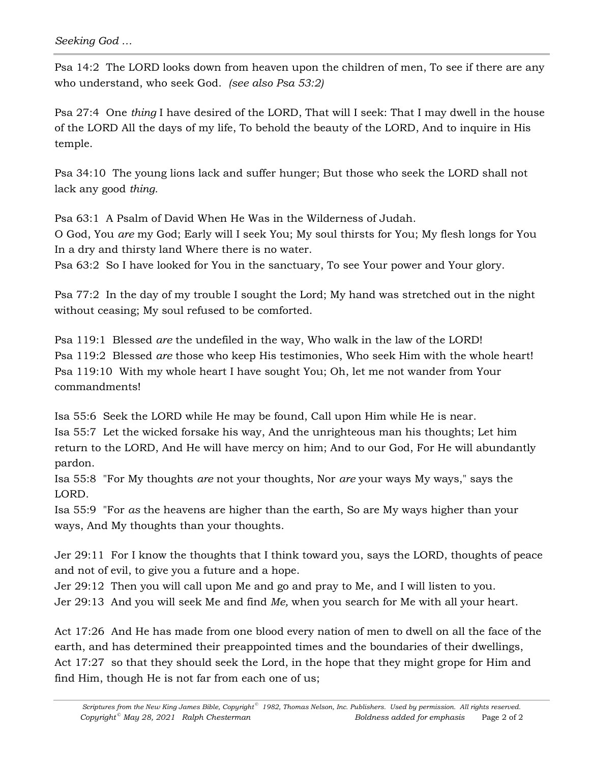Psa 14:2 The LORD looks down from heaven upon the children of men, To see if there are any who understand, who seek God. *(see also Psa 53:2)*

Psa 27:4 One *thing* I have desired of the LORD, That will I seek: That I may dwell in the house of the LORD All the days of my life, To behold the beauty of the LORD, And to inquire in His temple.

Psa 34:10 The young lions lack and suffer hunger; But those who seek the LORD shall not lack any good *thing.*

Psa 63:1 A Psalm of David When He Was in the Wilderness of Judah.
O God, You *are* my God; Early will I seek You; My soul thirsts for You; My flesh longs for You In a dry and thirsty land Where there is no water.
Psa 63:2 So I have looked for You in the sanctuary, To see Your power and Your glory.

Psa 77:2 In the day of my trouble I sought the Lord; My hand was stretched out in the night without ceasing; My soul refused to be comforted.

Psa 119:1 Blessed *are* the undefiled in the way, Who walk in the law of the LORD!
Psa 119:2 Blessed *are* those who keep His testimonies, Who seek Him with the whole heart!
Psa 119:10 With my whole heart I have sought You; Oh, let me not wander from Your commandments!

Isa 55:6 Seek the LORD while He may be found, Call upon Him while He is near.
Isa 55:7 Let the wicked forsake his way, And the unrighteous man his thoughts; Let him return to the LORD, And He will have mercy on him; And to our God, For He will abundantly pardon.
Isa 55:8 "For My thoughts *are* not your thoughts, Nor *are* your ways My ways," says the LORD.
Isa 55:9 "For *as* the heavens are higher than the earth, So are My ways higher than your ways, And My thoughts than your thoughts.

Jer 29:11 For I know the thoughts that I think toward you, says the LORD, thoughts of peace and not of evil, to give you a future and a hope.
Jer 29:12 Then you will call upon Me and go and pray to Me, and I will listen to you.
Jer 29:13 And you will seek Me and find *Me,* when you search for Me with all your heart.

Act 17:26 And He has made from one blood every nation of men to dwell on all the face of the earth, and has determined their preappointed times and the boundaries of their dwellings,
Act 17:27 so that they should seek the Lord, in the hope that they might grope for Him and find Him, though He is not far from each one of us;

*Scriptures from the New King James Bible, Copyright© 1982, Thomas Nelson, Inc. Publishers. Used by permission. All rights reserved.*
*Copyright© May 28, 2021 Ralph Chesterman* *Boldness added for emphasis*